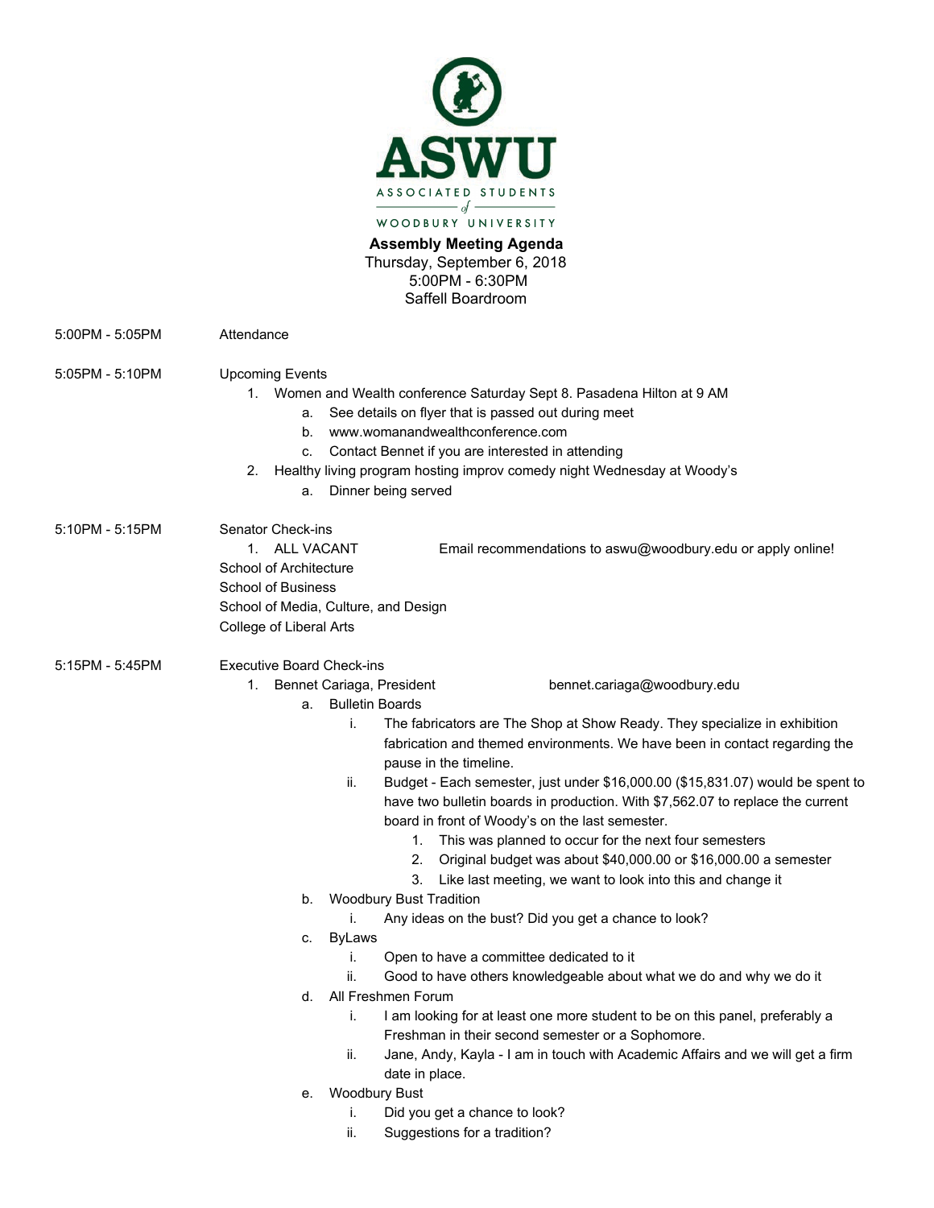# ASWU

ASSOCIATED STUDENTS of WOODBURY UNIVERSITY

**Assembly Meeting Agenda**
Thursday, September 6, 2018
5:00PM - 6:30PM
Saffell Boardroom

5:00PM - 5:05PM Attendance

5:05PM - 5:10PM Upcoming Events

1. Women and Wealth conference Saturday Sept 8. Pasadena Hilton at 9 AM
   a. See details on flyer that is passed out during meet
   b. www.womanandwealthconference.com
   c. Contact Bennet if you are interested in attending
2. Healthy living program hosting improv comedy night Wednesday at Woody's
   a. Dinner being served

5:10PM - 5:15PM Senator Check-ins

1. ALL VACANT Email recommendations to aswu@woodbury.edu or apply online!

School of Architecture
School of Business
School of Media, Culture, and Design
College of Liberal Arts

5:15PM - 5:45PM Executive Board Check-ins

1. Bennet Cariaga, President bennet.cariaga@woodbury.edu
   a. Bulletin Boards
      i. The fabricators are The Shop at Show Ready. They specialize in exhibition fabrication and themed environments. We have been in contact regarding the pause in the timeline.
      ii. Budget - Each semester, just under $16,000.00 ($15,831.07) would be spent to have two bulletin boards in production. With $7,562.07 to replace the current board in front of Woody's on the last semester.
         1. This was planned to occur for the next four semesters
         2. Original budget was about $40,000.00 or $16,000.00 a semester
         3. Like last meeting, we want to look into this and change it
   b. Woodbury Bust Tradition
      i. Any ideas on the bust? Did you get a chance to look?
   c. ByLaws
      i. Open to have a committee dedicated to it
      ii. Good to have others knowledgeable about what we do and why we do it
   d. All Freshmen Forum
      i. I am looking for at least one more student to be on this panel, preferably a Freshman in their second semester or a Sophomore.
      ii. Jane, Andy, Kayla - I am in touch with Academic Affairs and we will get a firm date in place.
   e. Woodbury Bust
      i. Did you get a chance to look?
      ii. Suggestions for a tradition?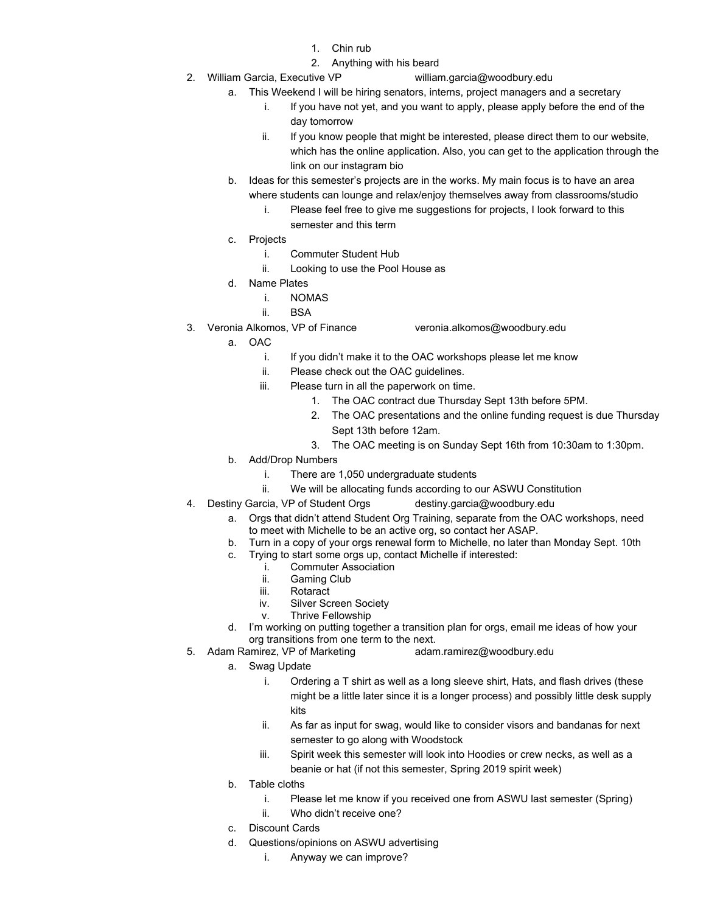1. Chin rub
      2. Anything with his beard
2. William Garcia, Executive VP william.garcia@woodbury.edu
   a. This Weekend I will be hiring senators, interns, project managers and a secretary
      i. If you have not yet, and you want to apply, please apply before the end of the day tomorrow
      ii. If you know people that might be interested, please direct them to our website, which has the online application. Also, you can get to the application through the link on our instagram bio
   b. Ideas for this semester's projects are in the works. My main focus is to have an area where students can lounge and relax/enjoy themselves away from classrooms/studio
      i. Please feel free to give me suggestions for projects, I look forward to this semester and this term
   c. Projects
      i. Commuter Student Hub
      ii. Looking to use the Pool House as
   d. Name Plates
      i. NOMAS
      ii. BSA
3. Veronia Alkomos, VP of Finance veronia.alkomos@woodbury.edu
   a. OAC
      i. If you didn't make it to the OAC workshops please let me know
      ii. Please check out the OAC guidelines.
      iii. Please turn in all the paperwork on time.
         1. The OAC contract due Thursday Sept 13th before 5PM.
         2. The OAC presentations and the online funding request is due Thursday Sept 13th before 12am.
         3. The OAC meeting is on Sunday Sept 16th from 10:30am to 1:30pm.
   b. Add/Drop Numbers
      i. There are 1,050 undergraduate students
      ii. We will be allocating funds according to our ASWU Constitution
4. Destiny Garcia, VP of Student Orgs destiny.garcia@woodbury.edu
   a. Orgs that didn't attend Student Org Training, separate from the OAC workshops, need to meet with Michelle to be an active org, so contact her ASAP.
   b. Turn in a copy of your orgs renewal form to Michelle, no later than Monday Sept. 10th
   c. Trying to start some orgs up, contact Michelle if interested:
      i. Commuter Association
      ii. Gaming Club
      iii. Rotaract
      iv. Silver Screen Society
      v. Thrive Fellowship
   d. I'm working on putting together a transition plan for orgs, email me ideas of how your org transitions from one term to the next.
5. Adam Ramirez, VP of Marketing adam.ramirez@woodbury.edu
   a. Swag Update
      i. Ordering a T shirt as well as a long sleeve shirt, Hats, and flash drives (these might be a little later since it is a longer process) and possibly little desk supply kits
      ii. As far as input for swag, would like to consider visors and bandanas for next semester to go along with Woodstock
      iii. Spirit week this semester will look into Hoodies or crew necks, as well as a beanie or hat (if not this semester, Spring 2019 spirit week)
   b. Table cloths
      i. Please let me know if you received one from ASWU last semester (Spring)
      ii. Who didn't receive one?
   c. Discount Cards
   d. Questions/opinions on ASWU advertising
      i. Anyway we can improve?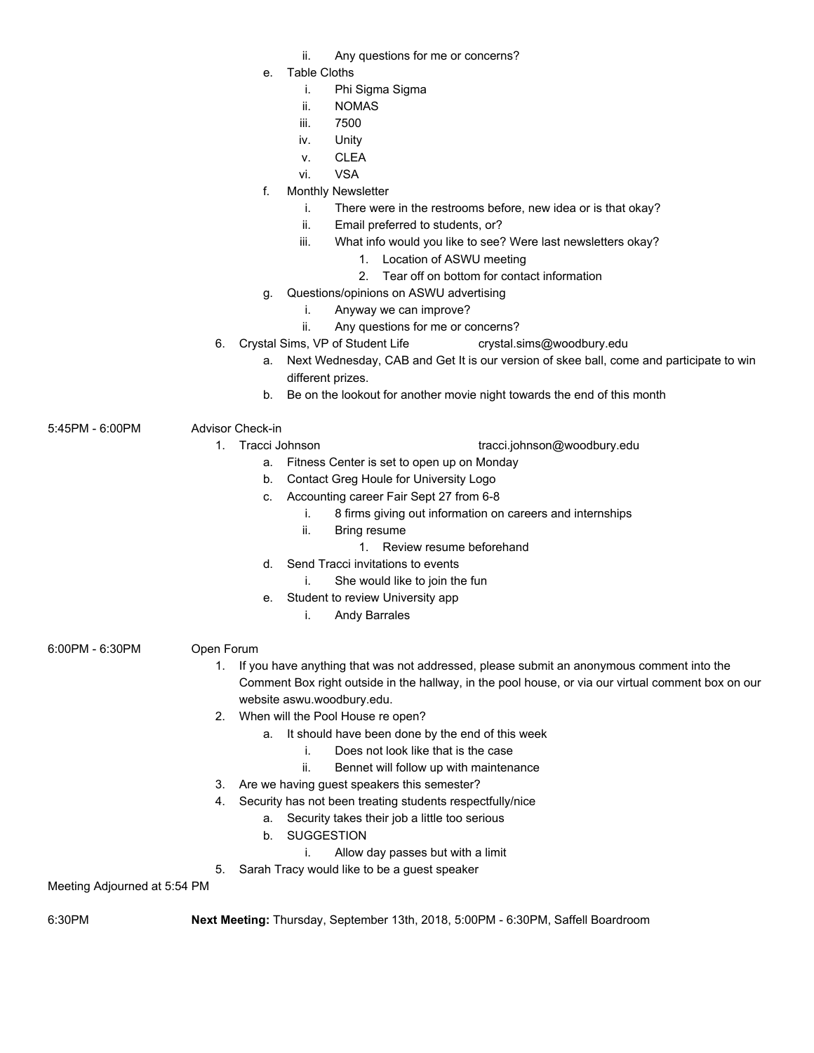ii. Any questions for me or concerns?

e. Table Cloths
   i. Phi Sigma Sigma
   ii. NOMAS
   iii. 7500
   iv. Unity
   v. CLEA
   vi. VSA

f. Monthly Newsletter
   i. There were in the restrooms before, new idea or is that okay?
   ii. Email preferred to students, or?
   iii. What info would you like to see? Were last newsletters okay?
      1. Location of ASWU meeting
      2. Tear off on bottom for contact information

g. Questions/opinions on ASWU advertising
   i. Anyway we can improve?
   ii. Any questions for me or concerns?

6. Crystal Sims, VP of Student Life crystal.sims@woodbury.edu
   a. Next Wednesday, CAB and Get It is our version of skee ball, come and participate to win different prizes.
   b. Be on the lookout for another movie night towards the end of this month

5:45PM - 6:00PM Advisor Check-in

1. Tracci Johnson tracci.johnson@woodbury.edu
   a. Fitness Center is set to open up on Monday
   b. Contact Greg Houle for University Logo
   c. Accounting career Fair Sept 27 from 6-8
      i. 8 firms giving out information on careers and internships
      ii. Bring resume
         1. Review resume beforehand
   d. Send Tracci invitations to events
      i. She would like to join the fun
   e. Student to review University app
      i. Andy Barrales

6:00PM - 6:30PM Open Forum

1. If you have anything that was not addressed, please submit an anonymous comment into the Comment Box right outside in the hallway, in the pool house, or via our virtual comment box on our website aswu.woodbury.edu.
2. When will the Pool House re open?
   a. It should have been done by the end of this week
      i. Does not look like that is the case
      ii. Bennet will follow up with maintenance
3. Are we having guest speakers this semester?
4. Security has not been treating students respectfully/nice
   a. Security takes their job a little too serious
   b. SUGGESTION
      i. Allow day passes but with a limit
5. Sarah Tracy would like to be a guest speaker

Meeting Adjourned at 5:54 PM

6:30PM **Next Meeting:** Thursday, September 13th, 2018, 5:00PM - 6:30PM, Saffell Boardroom